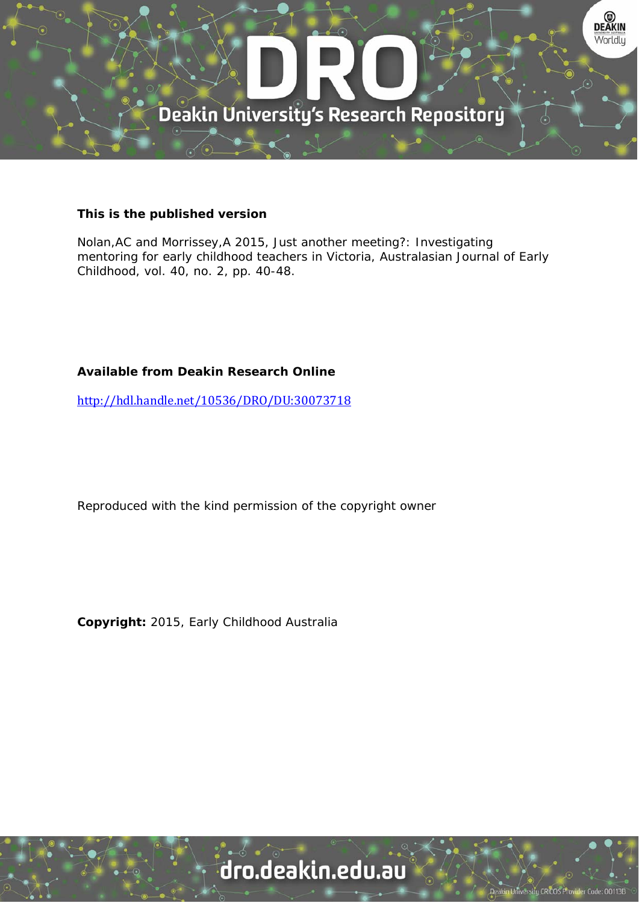**This is the published version**

Nolan,AC and Morrissey,A 2015, Just another meeting?: Investigating mentoring for early childhood teachers in Victoria, Australasian Journal of Early Childhood, vol. 40, no. 2, pp. 40-48.

**Available from Deakin Research Online**

http://hdl.handle.net/10536/DRO/DU:30073718

Reproduced with the kind permission of the copyright owner

**Copyright:** 2015, Early Childhood Australia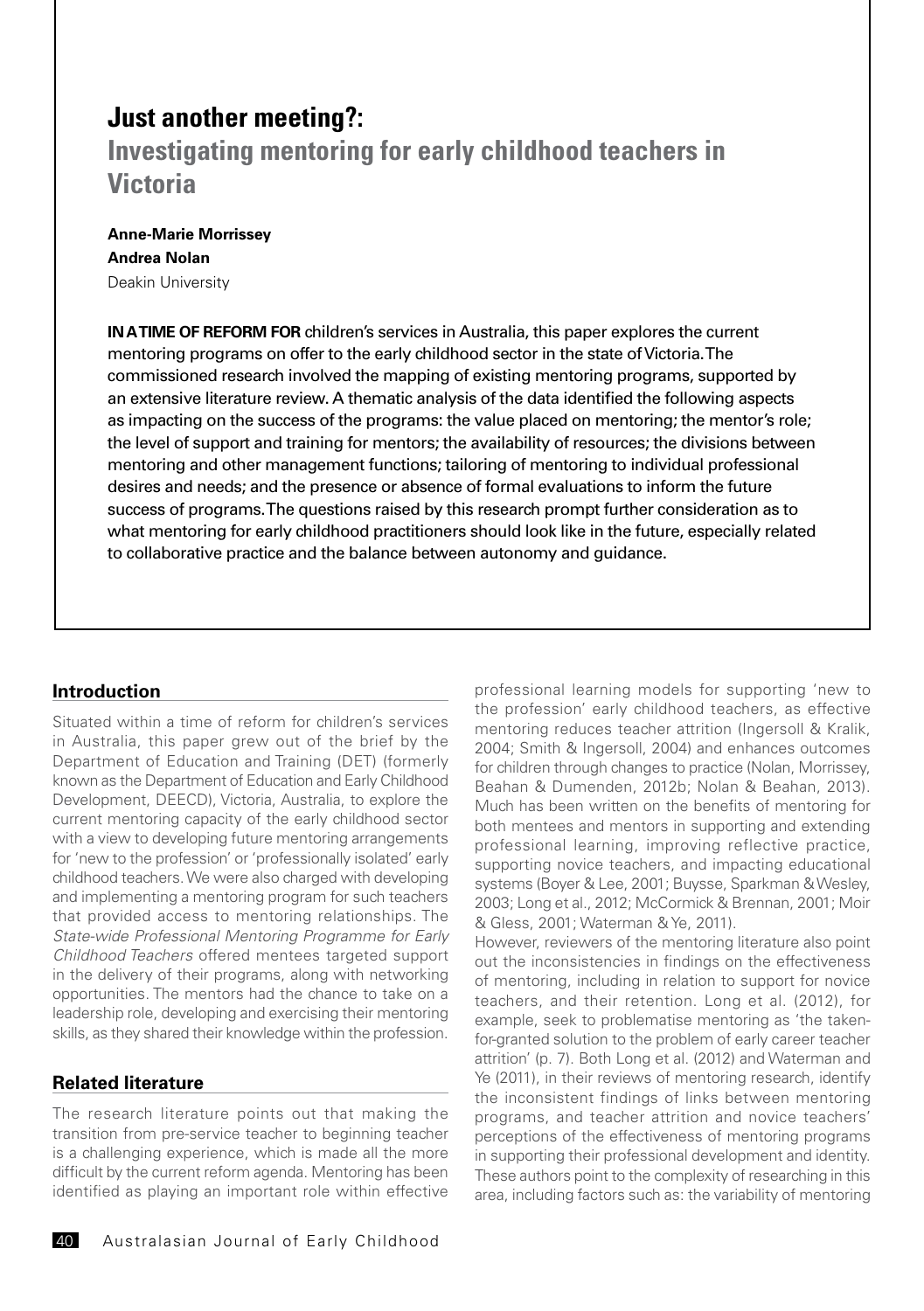# Just another meeting?:

## Investigating mentoring for early childhood teachers in Victoria

**Anne-Marie Morrissey**
**Andrea Nolan**
Deakin University

**IN A TIME OF REFORM FOR** children's services in Australia, this paper explores the current mentoring programs on offer to the early childhood sector in the state of Victoria. The commissioned research involved the mapping of existing mentoring programs, supported by an extensive literature review. A thematic analysis of the data identified the following aspects as impacting on the success of the programs: the value placed on mentoring; the mentor's role; the level of support and training for mentors; the availability of resources; the divisions between mentoring and other management functions; tailoring of mentoring to individual professional desires and needs; and the presence or absence of formal evaluations to inform the future success of programs. The questions raised by this research prompt further consideration as to what mentoring for early childhood practitioners should look like in the future, especially related to collaborative practice and the balance between autonomy and guidance.

### Introduction

Situated within a time of reform for children's services in Australia, this paper grew out of the brief by the Department of Education and Training (DET) (formerly known as the Department of Education and Early Childhood Development, DEECD), Victoria, Australia, to explore the current mentoring capacity of the early childhood sector with a view to developing future mentoring arrangements for 'new to the profession' or 'professionally isolated' early childhood teachers. We were also charged with developing and implementing a mentoring program for such teachers that provided access to mentoring relationships. The *State-wide Professional Mentoring Programme for Early Childhood Teachers* offered mentees targeted support in the delivery of their programs, along with networking opportunities. The mentors had the chance to take on a leadership role, developing and exercising their mentoring skills, as they shared their knowledge within the profession.

### Related literature

The research literature points out that making the transition from pre-service teacher to beginning teacher is a challenging experience, which is made all the more difficult by the current reform agenda. Mentoring has been identified as playing an important role within effective professional learning models for supporting 'new to the profession' early childhood teachers, as effective mentoring reduces teacher attrition (Ingersoll & Kralik, 2004; Smith & Ingersoll, 2004) and enhances outcomes for children through changes to practice (Nolan, Morrissey, Beahan & Dumenden, 2012b; Nolan & Beahan, 2013). Much has been written on the benefits of mentoring for both mentees and mentors in supporting and extending professional learning, improving reflective practice, supporting novice teachers, and impacting educational systems (Boyer & Lee, 2001; Buysse, Sparkman & Wesley, 2003; Long et al., 2012; McCormick & Brennan, 2001; Moir & Gless, 2001; Waterman & Ye, 2011).

However, reviewers of the mentoring literature also point out the inconsistencies in findings on the effectiveness of mentoring, including in relation to support for novice teachers, and their retention. Long et al. (2012), for example, seek to problematise mentoring as 'the taken-for-granted solution to the problem of early career teacher attrition' (p. 7). Both Long et al. (2012) and Waterman and Ye (2011), in their reviews of mentoring research, identify the inconsistent findings of links between mentoring programs, and teacher attrition and novice teachers' perceptions of the effectiveness of mentoring programs in supporting their professional development and identity. These authors point to the complexity of researching in this area, including factors such as: the variability of mentoring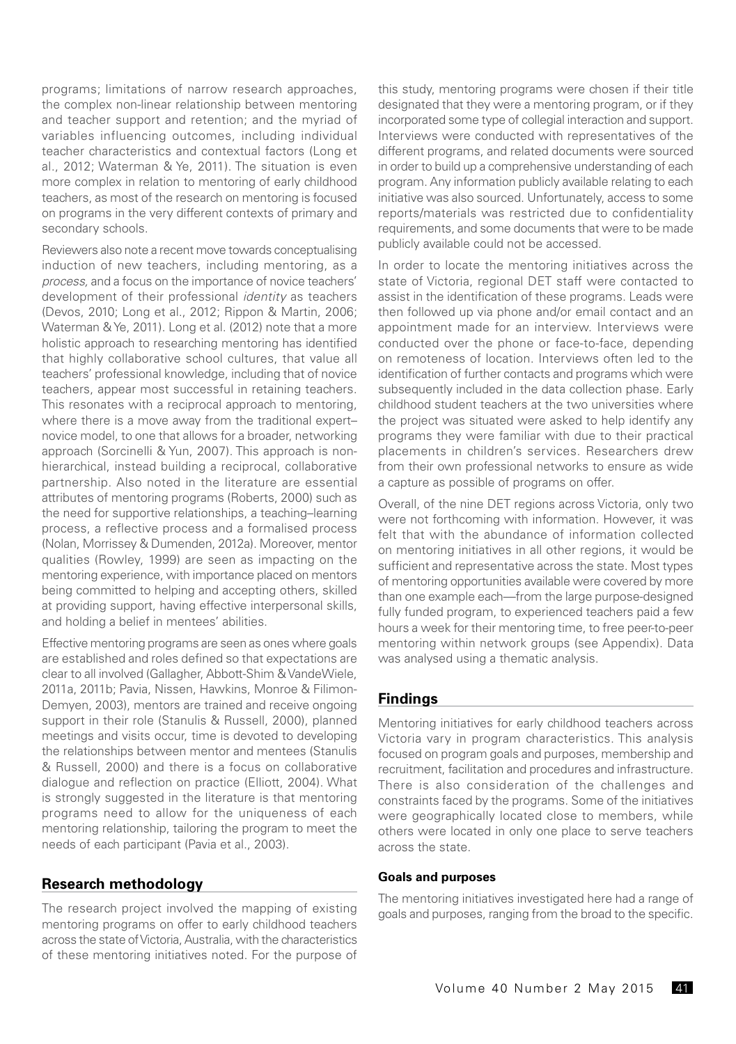programs; limitations of narrow research approaches, the complex non-linear relationship between mentoring and teacher support and retention; and the myriad of variables influencing outcomes, including individual teacher characteristics and contextual factors (Long et al., 2012; Waterman & Ye, 2011). The situation is even more complex in relation to mentoring of early childhood teachers, as most of the research on mentoring is focused on programs in the very different contexts of primary and secondary schools.

Reviewers also note a recent move towards conceptualising induction of new teachers, including mentoring, as a *process,* and a focus on the importance of novice teachers' development of their professional *identity* as teachers (Devos, 2010; Long et al., 2012; Rippon & Martin, 2006; Waterman & Ye, 2011). Long et al. (2012) note that a more holistic approach to researching mentoring has identified that highly collaborative school cultures, that value all teachers' professional knowledge, including that of novice teachers, appear most successful in retaining teachers. This resonates with a reciprocal approach to mentoring, where there is a move away from the traditional expert–novice model, to one that allows for a broader, networking approach (Sorcinelli & Yun, 2007). This approach is non-hierarchical, instead building a reciprocal, collaborative partnership. Also noted in the literature are essential attributes of mentoring programs (Roberts, 2000) such as the need for supportive relationships, a teaching–learning process, a reflective process and a formalised process (Nolan, Morrissey & Dumenden, 2012a). Moreover, mentor qualities (Rowley, 1999) are seen as impacting on the mentoring experience, with importance placed on mentors being committed to helping and accepting others, skilled at providing support, having effective interpersonal skills, and holding a belief in mentees' abilities.

Effective mentoring programs are seen as ones where goals are established and roles defined so that expectations are clear to all involved (Gallagher, Abbott-Shim & VandeWiele, 2011a, 2011b; Pavia, Nissen, Hawkins, Monroe & Filimon-Demyen, 2003), mentors are trained and receive ongoing support in their role (Stanulis & Russell, 2000), planned meetings and visits occur, time is devoted to developing the relationships between mentor and mentees (Stanulis & Russell, 2000) and there is a focus on collaborative dialogue and reflection on practice (Elliott, 2004). What is strongly suggested in the literature is that mentoring programs need to allow for the uniqueness of each mentoring relationship, tailoring the program to meet the needs of each participant (Pavia et al., 2003).

## Research methodology

The research project involved the mapping of existing mentoring programs on offer to early childhood teachers across the state of Victoria, Australia, with the characteristics of these mentoring initiatives noted. For the purpose of this study, mentoring programs were chosen if their title designated that they were a mentoring program, or if they incorporated some type of collegial interaction and support. Interviews were conducted with representatives of the different programs, and related documents were sourced in order to build up a comprehensive understanding of each program. Any information publicly available relating to each initiative was also sourced. Unfortunately, access to some reports/materials was restricted due to confidentiality requirements, and some documents that were to be made publicly available could not be accessed.

In order to locate the mentoring initiatives across the state of Victoria, regional DET staff were contacted to assist in the identification of these programs. Leads were then followed up via phone and/or email contact and an appointment made for an interview. Interviews were conducted over the phone or face-to-face, depending on remoteness of location. Interviews often led to the identification of further contacts and programs which were subsequently included in the data collection phase. Early childhood student teachers at the two universities where the project was situated were asked to help identify any programs they were familiar with due to their practical placements in children's services. Researchers drew from their own professional networks to ensure as wide a capture as possible of programs on offer.

Overall, of the nine DET regions across Victoria, only two were not forthcoming with information. However, it was felt that with the abundance of information collected on mentoring initiatives in all other regions, it would be sufficient and representative across the state. Most types of mentoring opportunities available were covered by more than one example each—from the large purpose-designed fully funded program, to experienced teachers paid a few hours a week for their mentoring time, to free peer-to-peer mentoring within network groups (see Appendix). Data was analysed using a thematic analysis.

## Findings

Mentoring initiatives for early childhood teachers across Victoria vary in program characteristics. This analysis focused on program goals and purposes, membership and recruitment, facilitation and procedures and infrastructure. There is also consideration of the challenges and constraints faced by the programs. Some of the initiatives were geographically located close to members, while others were located in only one place to serve teachers across the state.

### Goals and purposes

The mentoring initiatives investigated here had a range of goals and purposes, ranging from the broad to the specific.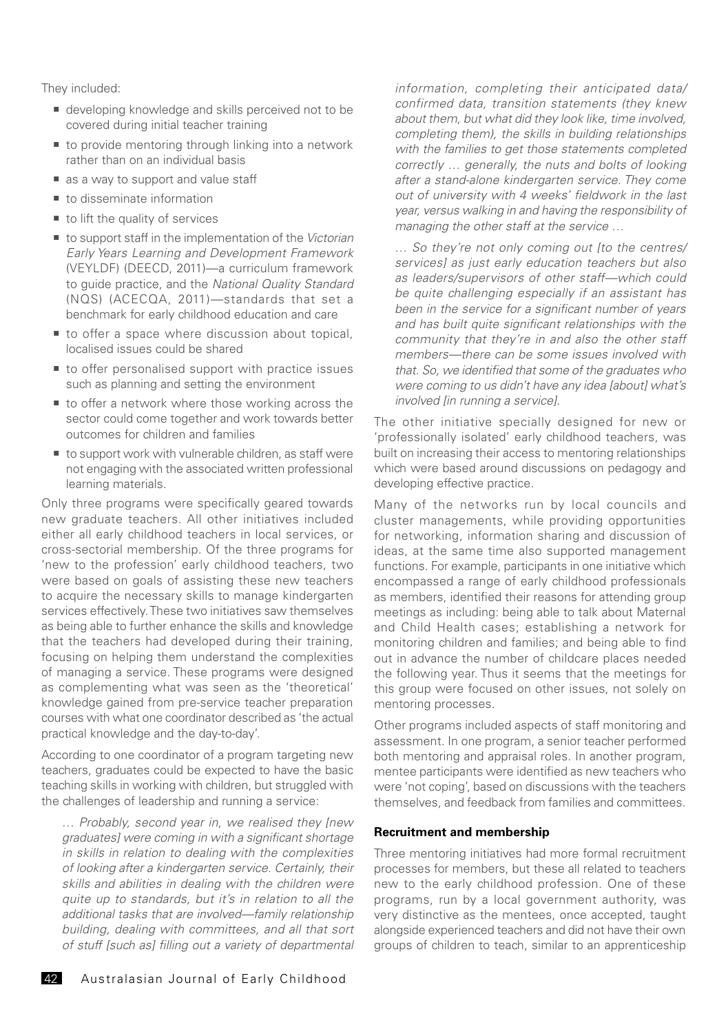They included:

- developing knowledge and skills perceived not to be covered during initial teacher training
- to provide mentoring through linking into a network rather than on an individual basis
- as a way to support and value staff
- to disseminate information
- to lift the quality of services
- to support staff in the implementation of the *Victorian Early Years Learning and Development Framework* (VEYLDF) (DEECD, 2011)—a curriculum framework to guide practice, and the *National Quality Standard* (NQS) (ACECQA, 2011)—standards that set a benchmark for early childhood education and care
- to offer a space where discussion about topical, localised issues could be shared
- to offer personalised support with practice issues such as planning and setting the environment
- to offer a network where those working across the sector could come together and work towards better outcomes for children and families
- to support work with vulnerable children, as staff were not engaging with the associated written professional learning materials.

Only three programs were specifically geared towards new graduate teachers. All other initiatives included either all early childhood teachers in local services, or cross-sectorial membership. Of the three programs for 'new to the profession' early childhood teachers, two were based on goals of assisting these new teachers to acquire the necessary skills to manage kindergarten services effectively. These two initiatives saw themselves as being able to further enhance the skills and knowledge that the teachers had developed during their training, focusing on helping them understand the complexities of managing a service. These programs were designed as complementing what was seen as the 'theoretical' knowledge gained from pre-service teacher preparation courses with what one coordinator described as 'the actual practical knowledge and the day-to-day'.

According to one coordinator of a program targeting new teachers, graduates could be expected to have the basic teaching skills in working with children, but struggled with the challenges of leadership and running a service:

> *… Probably, second year in, we realised they [new graduates] were coming in with a significant shortage in skills in relation to dealing with the complexities of looking after a kindergarten service. Certainly, their skills and abilities in dealing with the children were quite up to standards, but it's in relation to all the additional tasks that are involved—family relationship building, dealing with committees, and all that sort of stuff [such as] filling out a variety of departmental information, completing their anticipated data/confirmed data, transition statements (they knew about them, but what did they look like, time involved, completing them), the skills in building relationships with the families to get those statements completed correctly … generally, the nuts and bolts of looking after a stand-alone kindergarten service. They come out of university with 4 weeks' fieldwork in the last year, versus walking in and having the responsibility of managing the other staff at the service …*
>
> *… So they're not only coming out [to the centres/services] as just early education teachers but also as leaders/supervisors of other staff—which could be quite challenging especially if an assistant has been in the service for a significant number of years and has built quite significant relationships with the community that they're in and also the other staff members—there can be some issues involved with that. So, we identified that some of the graduates who were coming to us didn't have any idea [about] what's involved [in running a service].*

The other initiative specially designed for new or 'professionally isolated' early childhood teachers, was built on increasing their access to mentoring relationships which were based around discussions on pedagogy and developing effective practice.

Many of the networks run by local councils and cluster managements, while providing opportunities for networking, information sharing and discussion of ideas, at the same time also supported management functions. For example, participants in one initiative which encompassed a range of early childhood professionals as members, identified their reasons for attending group meetings as including: being able to talk about Maternal and Child Health cases; establishing a network for monitoring children and families; and being able to find out in advance the number of childcare places needed the following year. Thus it seems that the meetings for this group were focused on other issues, not solely on mentoring processes.

Other programs included aspects of staff monitoring and assessment. In one program, a senior teacher performed both mentoring and appraisal roles. In another program, mentee participants were identified as new teachers who were 'not coping', based on discussions with the teachers themselves, and feedback from families and committees.

**Recruitment and membership**

Three mentoring initiatives had more formal recruitment processes for members, but these all related to teachers new to the early childhood profession. One of these programs, run by a local government authority, was very distinctive as the mentees, once accepted, taught alongside experienced teachers and did not have their own groups of children to teach, similar to an apprenticeship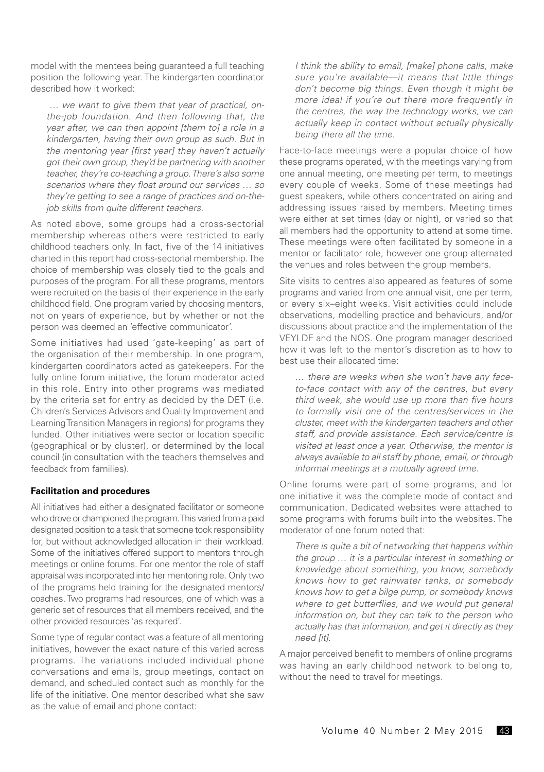model with the mentees being guaranteed a full teaching position the following year. The kindergarten coordinator described how it worked:

> *… we want to give them that year of practical, on-the-job foundation. And then following that, the year after, we can then appoint [them to] a role in a kindergarten, having their own group as such. But in the mentoring year [first year] they haven't actually got their own group, they'd be partnering with another teacher, they're co-teaching a group. There's also some scenarios where they float around our services … so they're getting to see a range of practices and on-the-job skills from quite different teachers.*

As noted above, some groups had a cross-sectorial membership whereas others were restricted to early childhood teachers only. In fact, five of the 14 initiatives charted in this report had cross-sectorial membership. The choice of membership was closely tied to the goals and purposes of the program. For all these programs, mentors were recruited on the basis of their experience in the early childhood field. One program varied by choosing mentors, not on years of experience, but by whether or not the person was deemed an 'effective communicator'.

Some initiatives had used 'gate-keeping' as part of the organisation of their membership. In one program, kindergarten coordinators acted as gatekeepers. For the fully online forum initiative, the forum moderator acted in this role. Entry into other programs was mediated by the criteria set for entry as decided by the DET (i.e. Children's Services Advisors and Quality Improvement and Learning Transition Managers in regions) for programs they funded. Other initiatives were sector or location specific (geographical or by cluster), or determined by the local council (in consultation with the teachers themselves and feedback from families).

**Facilitation and procedures**

All initiatives had either a designated facilitator or someone who drove or championed the program. This varied from a paid designated position to a task that someone took responsibility for, but without acknowledged allocation in their workload. Some of the initiatives offered support to mentors through meetings or online forums. For one mentor the role of staff appraisal was incorporated into her mentoring role. Only two of the programs held training for the designated mentors/coaches. Two programs had resources, one of which was a generic set of resources that all members received, and the other provided resources 'as required'.

Some type of regular contact was a feature of all mentoring initiatives, however the exact nature of this varied across programs. The variations included individual phone conversations and emails, group meetings, contact on demand, and scheduled contact such as monthly for the life of the initiative. One mentor described what she saw as the value of email and phone contact:

> *I think the ability to email, [make] phone calls, make sure you're available—it means that little things don't become big things. Even though it might be more ideal if you're out there more frequently in the centres, the way the technology works, we can actually keep in contact without actually physically being there all the time.*

Face-to-face meetings were a popular choice of how these programs operated, with the meetings varying from one annual meeting, one meeting per term, to meetings every couple of weeks. Some of these meetings had guest speakers, while others concentrated on airing and addressing issues raised by members. Meeting times were either at set times (day or night), or varied so that all members had the opportunity to attend at some time. These meetings were often facilitated by someone in a mentor or facilitator role, however one group alternated the venues and roles between the group members.

Site visits to centres also appeared as features of some programs and varied from one annual visit, one per term, or every six–eight weeks. Visit activities could include observations, modelling practice and behaviours, and/or discussions about practice and the implementation of the VEYLDF and the NQS. One program manager described how it was left to the mentor's discretion as to how to best use their allocated time:

> *… there are weeks when she won't have any face-to-face contact with any of the centres, but every third week, she would use up more than five hours to formally visit one of the centres/services in the cluster, meet with the kindergarten teachers and other staff, and provide assistance. Each service/centre is visited at least once a year. Otherwise, the mentor is always available to all staff by phone, email, or through informal meetings at a mutually agreed time.*

Online forums were part of some programs, and for one initiative it was the complete mode of contact and communication. Dedicated websites were attached to some programs with forums built into the websites. The moderator of one forum noted that:

> *There is quite a bit of networking that happens within the group … it is a particular interest in something or knowledge about something, you know, somebody knows how to get rainwater tanks, or somebody knows how to get a bilge pump, or somebody knows where to get butterflies, and we would put general information on, but they can talk to the person who actually has that information, and get it directly as they need [it].*

A major perceived benefit to members of online programs was having an early childhood network to belong to, without the need to travel for meetings.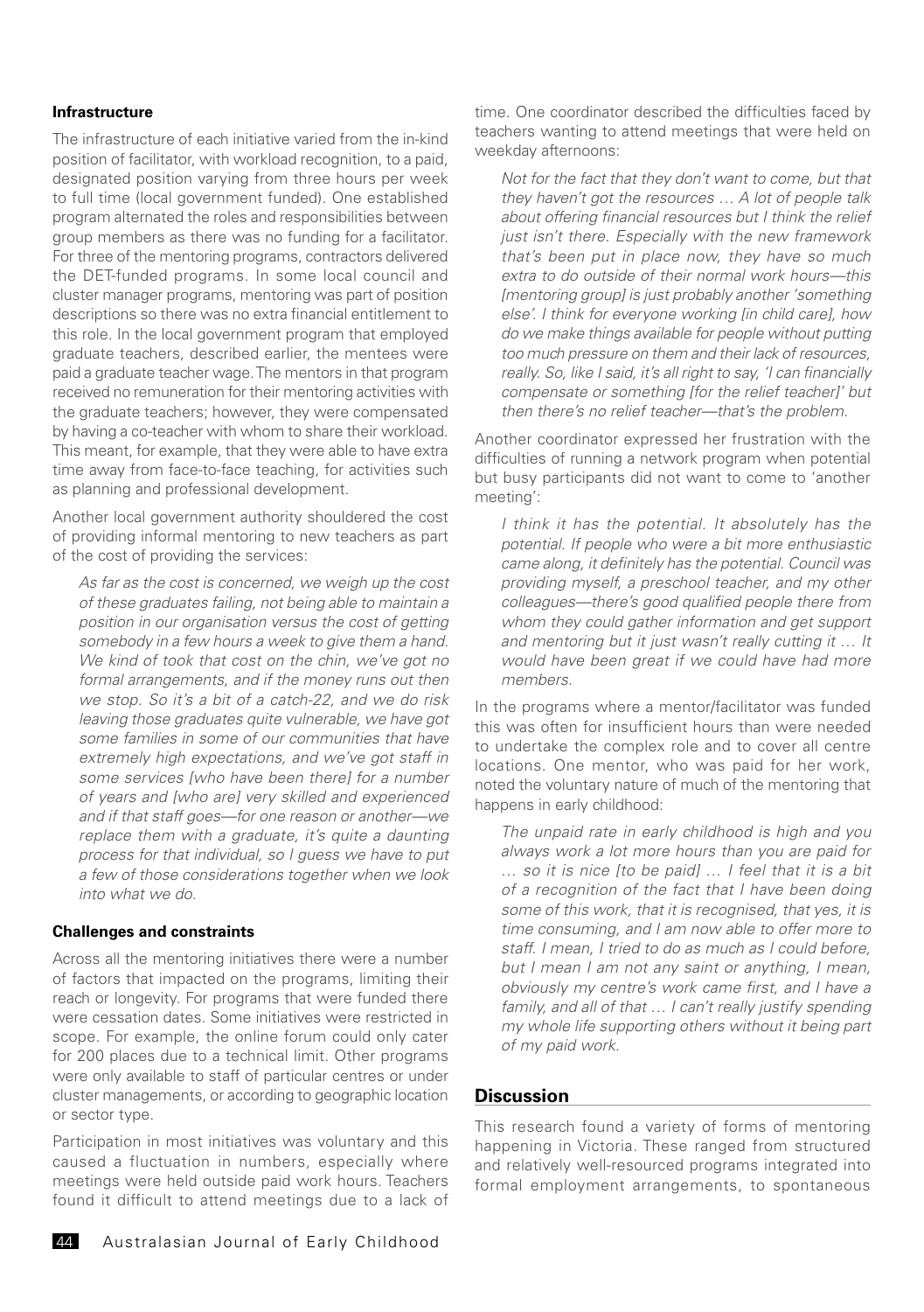**Infrastructure**

The infrastructure of each initiative varied from the in-kind position of facilitator, with workload recognition, to a paid, designated position varying from three hours per week to full time (local government funded). One established program alternated the roles and responsibilities between group members as there was no funding for a facilitator. For three of the mentoring programs, contractors delivered the DET-funded programs. In some local council and cluster manager programs, mentoring was part of position descriptions so there was no extra financial entitlement to this role. In the local government program that employed graduate teachers, described earlier, the mentees were paid a graduate teacher wage. The mentors in that program received no remuneration for their mentoring activities with the graduate teachers; however, they were compensated by having a co-teacher with whom to share their workload. This meant, for example, that they were able to have extra time away from face-to-face teaching, for activities such as planning and professional development.

Another local government authority shouldered the cost of providing informal mentoring to new teachers as part of the cost of providing the services:

> *As far as the cost is concerned, we weigh up the cost of these graduates failing, not being able to maintain a position in our organisation versus the cost of getting somebody in a few hours a week to give them a hand. We kind of took that cost on the chin, we've got no formal arrangements, and if the money runs out then we stop. So it's a bit of a catch-22, and we do risk leaving those graduates quite vulnerable, we have got some families in some of our communities that have extremely high expectations, and we've got staff in some services [who have been there] for a number of years and [who are] very skilled and experienced and if that staff goes—for one reason or another—we replace them with a graduate, it's quite a daunting process for that individual, so I guess we have to put a few of those considerations together when we look into what we do.*

**Challenges and constraints**

Across all the mentoring initiatives there were a number of factors that impacted on the programs, limiting their reach or longevity. For programs that were funded there were cessation dates. Some initiatives were restricted in scope. For example, the online forum could only cater for 200 places due to a technical limit. Other programs were only available to staff of particular centres or under cluster managements, or according to geographic location or sector type.

Participation in most initiatives was voluntary and this caused a fluctuation in numbers, especially where meetings were held outside paid work hours. Teachers found it difficult to attend meetings due to a lack of time. One coordinator described the difficulties faced by teachers wanting to attend meetings that were held on weekday afternoons:

> *Not for the fact that they don't want to come, but that they haven't got the resources … A lot of people talk about offering financial resources but I think the relief just isn't there. Especially with the new framework that's been put in place now, they have so much extra to do outside of their normal work hours—this [mentoring group] is just probably another 'something else'. I think for everyone working [in child care], how do we make things available for people without putting too much pressure on them and their lack of resources, really. So, like I said, it's all right to say, 'I can financially compensate or something [for the relief teacher]' but then there's no relief teacher—that's the problem.*

Another coordinator expressed her frustration with the difficulties of running a network program when potential but busy participants did not want to come to 'another meeting':

> *I think it has the potential. It absolutely has the potential. If people who were a bit more enthusiastic came along, it definitely has the potential. Council was providing myself, a preschool teacher, and my other colleagues—there's good qualified people there from whom they could gather information and get support and mentoring but it just wasn't really cutting it … It would have been great if we could have had more members.*

In the programs where a mentor/facilitator was funded this was often for insufficient hours than were needed to undertake the complex role and to cover all centre locations. One mentor, who was paid for her work, noted the voluntary nature of much of the mentoring that happens in early childhood:

> *The unpaid rate in early childhood is high and you always work a lot more hours than you are paid for … so it is nice [to be paid] … I feel that it is a bit of a recognition of the fact that I have been doing some of this work, that it is recognised, that yes, it is time consuming, and I am now able to offer more to staff. I mean, I tried to do as much as I could before, but I mean I am not any saint or anything, I mean, obviously my centre's work came first, and I have a family, and all of that … I can't really justify spending my whole life supporting others without it being part of my paid work.*

## Discussion

This research found a variety of forms of mentoring happening in Victoria. These ranged from structured and relatively well-resourced programs integrated into formal employment arrangements, to spontaneous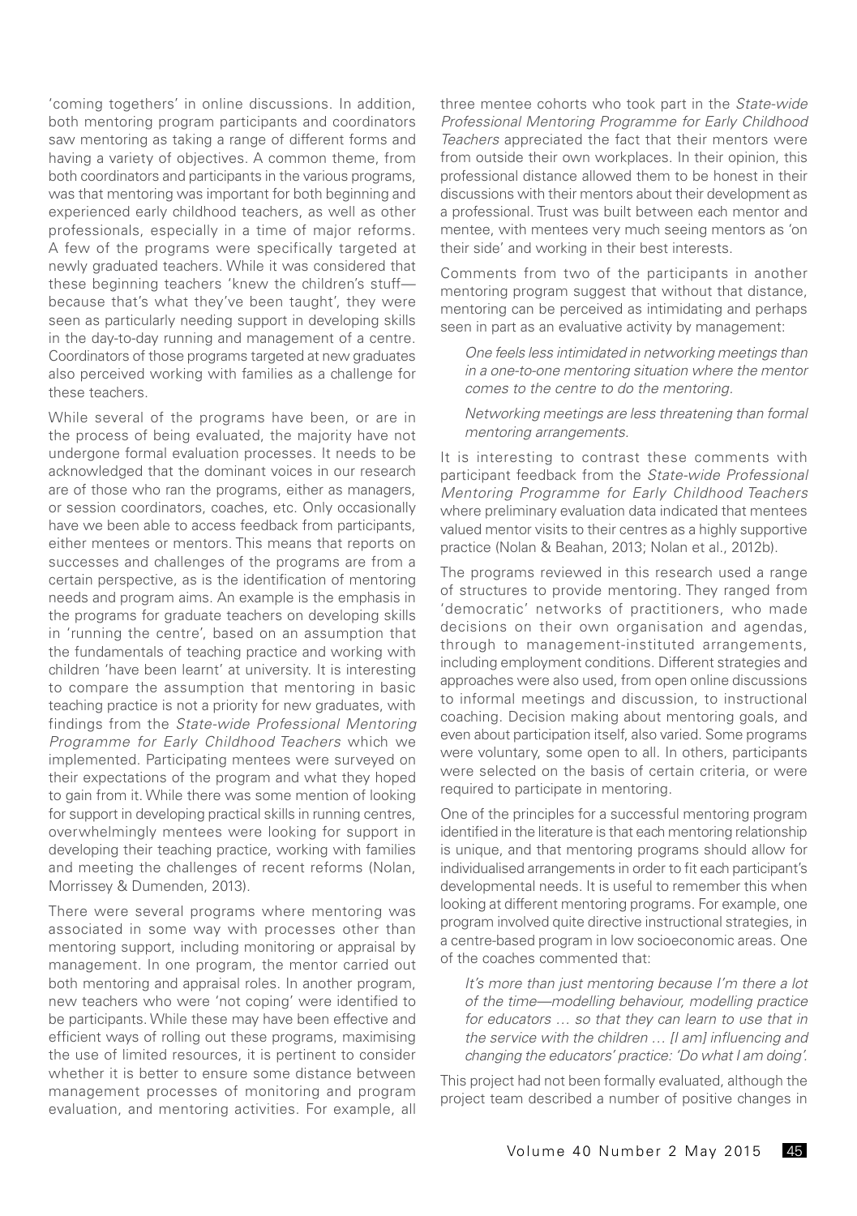'coming togethers' in online discussions. In addition, both mentoring program participants and coordinators saw mentoring as taking a range of different forms and having a variety of objectives. A common theme, from both coordinators and participants in the various programs, was that mentoring was important for both beginning and experienced early childhood teachers, as well as other professionals, especially in a time of major reforms. A few of the programs were specifically targeted at newly graduated teachers. While it was considered that these beginning teachers 'knew the children's stuff—because that's what they've been taught', they were seen as particularly needing support in developing skills in the day-to-day running and management of a centre. Coordinators of those programs targeted at new graduates also perceived working with families as a challenge for these teachers.

While several of the programs have been, or are in the process of being evaluated, the majority have not undergone formal evaluation processes. It needs to be acknowledged that the dominant voices in our research are of those who ran the programs, either as managers, or session coordinators, coaches, etc. Only occasionally have we been able to access feedback from participants, either mentees or mentors. This means that reports on successes and challenges of the programs are from a certain perspective, as is the identification of mentoring needs and program aims. An example is the emphasis in the programs for graduate teachers on developing skills in 'running the centre', based on an assumption that the fundamentals of teaching practice and working with children 'have been learnt' at university. It is interesting to compare the assumption that mentoring in basic teaching practice is not a priority for new graduates, with findings from the *State-wide Professional Mentoring Programme for Early Childhood Teachers* which we implemented. Participating mentees were surveyed on their expectations of the program and what they hoped to gain from it. While there was some mention of looking for support in developing practical skills in running centres, overwhelmingly mentees were looking for support in developing their teaching practice, working with families and meeting the challenges of recent reforms (Nolan, Morrissey & Dumenden, 2013).

There were several programs where mentoring was associated in some way with processes other than mentoring support, including monitoring or appraisal by management. In one program, the mentor carried out both mentoring and appraisal roles. In another program, new teachers who were 'not coping' were identified to be participants. While these may have been effective and efficient ways of rolling out these programs, maximising the use of limited resources, it is pertinent to consider whether it is better to ensure some distance between management processes of monitoring and program evaluation, and mentoring activities. For example, all three mentee cohorts who took part in the *State-wide Professional Mentoring Programme for Early Childhood Teachers* appreciated the fact that their mentors were from outside their own workplaces. In their opinion, this professional distance allowed them to be honest in their discussions with their mentors about their development as a professional. Trust was built between each mentor and mentee, with mentees very much seeing mentors as 'on their side' and working in their best interests.

Comments from two of the participants in another mentoring program suggest that without that distance, mentoring can be perceived as intimidating and perhaps seen in part as an evaluative activity by management:

> *One feels less intimidated in networking meetings than in a one-to-one mentoring situation where the mentor comes to the centre to do the mentoring.*

> *Networking meetings are less threatening than formal mentoring arrangements.*

It is interesting to contrast these comments with participant feedback from the *State-wide Professional Mentoring Programme for Early Childhood Teachers* where preliminary evaluation data indicated that mentees valued mentor visits to their centres as a highly supportive practice (Nolan & Beahan, 2013; Nolan et al., 2012b).

The programs reviewed in this research used a range of structures to provide mentoring. They ranged from 'democratic' networks of practitioners, who made decisions on their own organisation and agendas, through to management-instituted arrangements, including employment conditions. Different strategies and approaches were also used, from open online discussions to informal meetings and discussion, to instructional coaching. Decision making about mentoring goals, and even about participation itself, also varied. Some programs were voluntary, some open to all. In others, participants were selected on the basis of certain criteria, or were required to participate in mentoring.

One of the principles for a successful mentoring program identified in the literature is that each mentoring relationship is unique, and that mentoring programs should allow for individualised arrangements in order to fit each participant's developmental needs. It is useful to remember this when looking at different mentoring programs. For example, one program involved quite directive instructional strategies, in a centre-based program in low socioeconomic areas. One of the coaches commented that:

> *It's more than just mentoring because I'm there a lot of the time—modelling behaviour, modelling practice for educators … so that they can learn to use that in the service with the children … [I am] influencing and changing the educators' practice: 'Do what I am doing'.*

This project had not been formally evaluated, although the project team described a number of positive changes in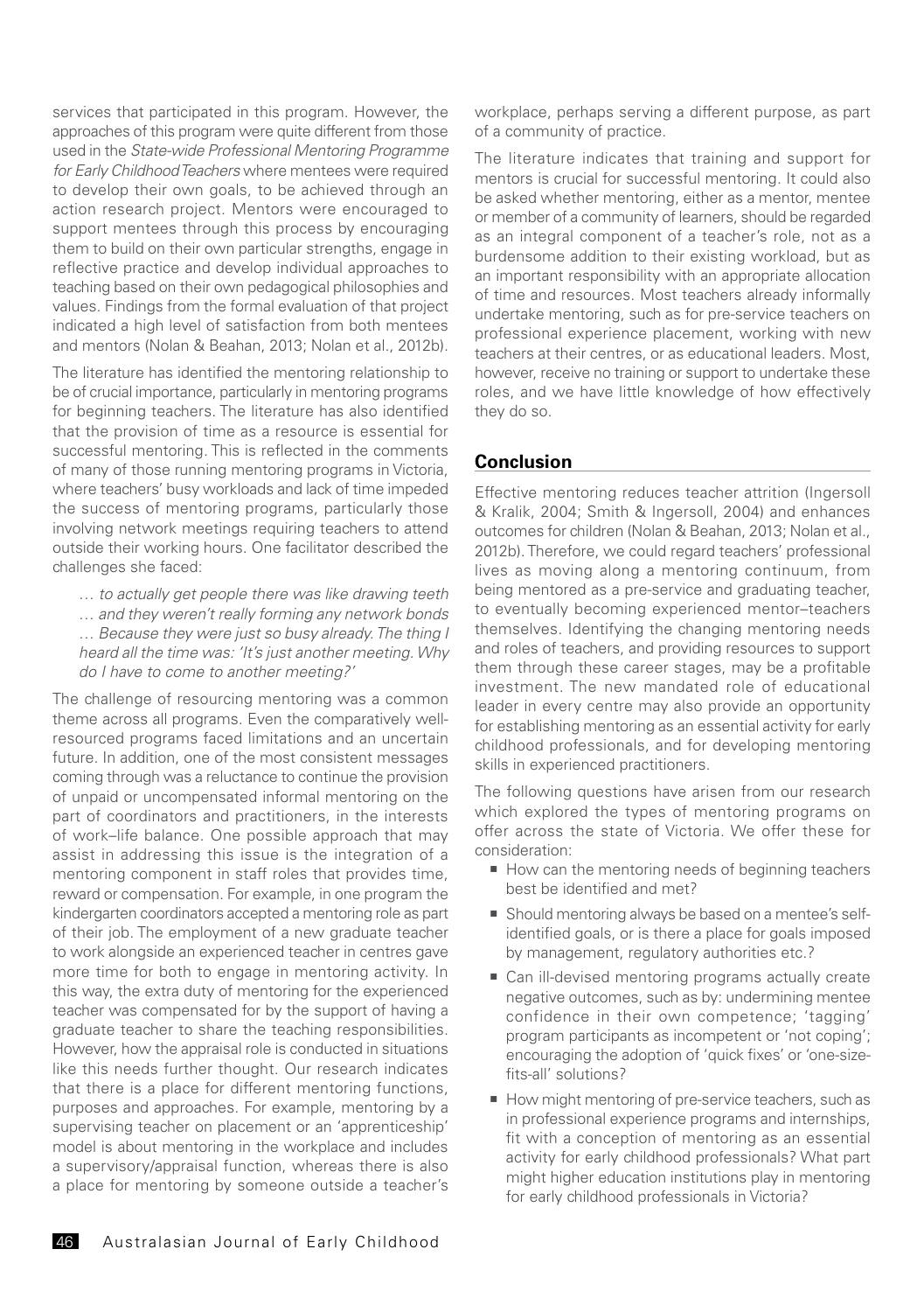services that participated in this program. However, the approaches of this program were quite different from those used in the *State-wide Professional Mentoring Programme for Early Childhood Teachers* where mentees were required to develop their own goals, to be achieved through an action research project. Mentors were encouraged to support mentees through this process by encouraging them to build on their own particular strengths, engage in reflective practice and develop individual approaches to teaching based on their own pedagogical philosophies and values. Findings from the formal evaluation of that project indicated a high level of satisfaction from both mentees and mentors (Nolan & Beahan, 2013; Nolan et al., 2012b).

The literature has identified the mentoring relationship to be of crucial importance, particularly in mentoring programs for beginning teachers. The literature has also identified that the provision of time as a resource is essential for successful mentoring. This is reflected in the comments of many of those running mentoring programs in Victoria, where teachers' busy workloads and lack of time impeded the success of mentoring programs, particularly those involving network meetings requiring teachers to attend outside their working hours. One facilitator described the challenges she faced:

> *… to actually get people there was like drawing teeth … and they weren't really forming any network bonds … Because they were just so busy already. The thing I heard all the time was: 'It's just another meeting. Why do I have to come to another meeting?'*

The challenge of resourcing mentoring was a common theme across all programs. Even the comparatively well-resourced programs faced limitations and an uncertain future. In addition, one of the most consistent messages coming through was a reluctance to continue the provision of unpaid or uncompensated informal mentoring on the part of coordinators and practitioners, in the interests of work–life balance. One possible approach that may assist in addressing this issue is the integration of a mentoring component in staff roles that provides time, reward or compensation. For example, in one program the kindergarten coordinators accepted a mentoring role as part of their job. The employment of a new graduate teacher to work alongside an experienced teacher in centres gave more time for both to engage in mentoring activity. In this way, the extra duty of mentoring for the experienced teacher was compensated for by the support of having a graduate teacher to share the teaching responsibilities. However, how the appraisal role is conducted in situations like this needs further thought. Our research indicates that there is a place for different mentoring functions, purposes and approaches. For example, mentoring by a supervising teacher on placement or an 'apprenticeship' model is about mentoring in the workplace and includes a supervisory/appraisal function, whereas there is also a place for mentoring by someone outside a teacher's workplace, perhaps serving a different purpose, as part of a community of practice.

The literature indicates that training and support for mentors is crucial for successful mentoring. It could also be asked whether mentoring, either as a mentor, mentee or member of a community of learners, should be regarded as an integral component of a teacher's role, not as a burdensome addition to their existing workload, but as an important responsibility with an appropriate allocation of time and resources. Most teachers already informally undertake mentoring, such as for pre-service teachers on professional experience placement, working with new teachers at their centres, or as educational leaders. Most, however, receive no training or support to undertake these roles, and we have little knowledge of how effectively they do so.

## Conclusion

Effective mentoring reduces teacher attrition (Ingersoll & Kralik, 2004; Smith & Ingersoll, 2004) and enhances outcomes for children (Nolan & Beahan, 2013; Nolan et al., 2012b). Therefore, we could regard teachers' professional lives as moving along a mentoring continuum, from being mentored as a pre-service and graduating teacher, to eventually becoming experienced mentor–teachers themselves. Identifying the changing mentoring needs and roles of teachers, and providing resources to support them through these career stages, may be a profitable investment. The new mandated role of educational leader in every centre may also provide an opportunity for establishing mentoring as an essential activity for early childhood professionals, and for developing mentoring skills in experienced practitioners.

The following questions have arisen from our research which explored the types of mentoring programs on offer across the state of Victoria. We offer these for consideration:

- How can the mentoring needs of beginning teachers best be identified and met?
- Should mentoring always be based on a mentee's self-identified goals, or is there a place for goals imposed by management, regulatory authorities etc.?
- Can ill-devised mentoring programs actually create negative outcomes, such as by: undermining mentee confidence in their own competence; 'tagging' program participants as incompetent or 'not coping'; encouraging the adoption of 'quick fixes' or 'one-size-fits-all' solutions?
- How might mentoring of pre-service teachers, such as in professional experience programs and internships, fit with a conception of mentoring as an essential activity for early childhood professionals? What part might higher education institutions play in mentoring for early childhood professionals in Victoria?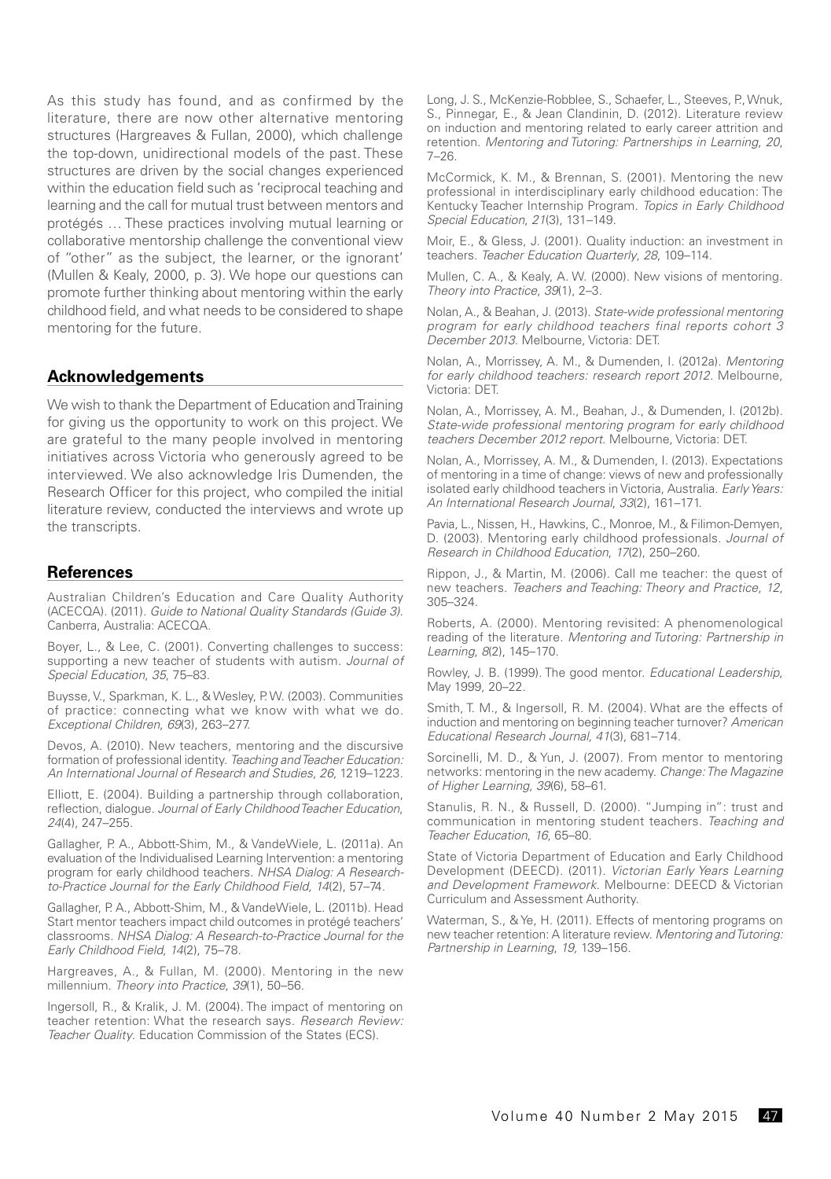As this study has found, and as confirmed by the literature, there are now other alternative mentoring structures (Hargreaves & Fullan, 2000), which challenge the top-down, unidirectional models of the past. These structures are driven by the social changes experienced within the education field such as 'reciprocal teaching and learning and the call for mutual trust between mentors and protégés … These practices involving mutual learning or collaborative mentorship challenge the conventional view of "other" as the subject, the learner, or the ignorant' (Mullen & Kealy, 2000, p. 3). We hope our questions can promote further thinking about mentoring within the early childhood field, and what needs to be considered to shape mentoring for the future.

## Acknowledgements

We wish to thank the Department of Education and Training for giving us the opportunity to work on this project. We are grateful to the many people involved in mentoring initiatives across Victoria who generously agreed to be interviewed. We also acknowledge Iris Dumenden, the Research Officer for this project, who compiled the initial literature review, conducted the interviews and wrote up the transcripts.

## References

Australian Children's Education and Care Quality Authority (ACECQA). (2011). *Guide to National Quality Standards (Guide 3)*. Canberra, Australia: ACECQA.

Boyer, L., & Lee, C. (2001). Converting challenges to success: supporting a new teacher of students with autism. *Journal of Special Education*, *35*, 75–83.

Buysse, V., Sparkman, K. L., & Wesley, P. W. (2003). Communities of practice: connecting what we know with what we do. *Exceptional Children*, *69*(3), 263–277.

Devos, A. (2010). New teachers, mentoring and the discursive formation of professional identity. *Teaching and Teacher Education: An International Journal of Research and Studies*, *26*, 1219–1223.

Elliott, E. (2004). Building a partnership through collaboration, reflection, dialogue. *Journal of Early Childhood Teacher Education*, *24*(4), 247–255.

Gallagher, P. A., Abbott-Shim, M., & VandeWiele, L. (2011a). An evaluation of the Individualised Learning Intervention: a mentoring program for early childhood teachers. *NHSA Dialog: A Research-to-Practice Journal for the Early Childhood Field*, *14*(2), 57–74.

Gallagher, P. A., Abbott-Shim, M., & VandeWiele, L. (2011b). Head Start mentor teachers impact child outcomes in protégé teachers' classrooms. *NHSA Dialog: A Research-to-Practice Journal for the Early Childhood Field*, *14*(2), 75–78.

Hargreaves, A., & Fullan, M. (2000). Mentoring in the new millennium. *Theory into Practice*, *39*(1), 50–56.

Ingersoll, R., & Kralik, J. M. (2004). The impact of mentoring on teacher retention: What the research says. *Research Review: Teacher Quality*. Education Commission of the States (ECS).

Long, J. S., McKenzie-Robblee, S., Schaefer, L., Steeves, P., Wnuk, S., Pinnegar, E., & Jean Clandinin, D. (2012). Literature review on induction and mentoring related to early career attrition and retention. *Mentoring and Tutoring: Partnerships in Learning*, *20*, 7–26.

McCormick, K. M., & Brennan, S. (2001). Mentoring the new professional in interdisciplinary early childhood education: The Kentucky Teacher Internship Program. *Topics in Early Childhood Special Education*, *21*(3), 131–149.

Moir, E., & Gless, J. (2001). Quality induction: an investment in teachers. *Teacher Education Quarterly*, *28*, 109–114.

Mullen, C. A., & Kealy, A. W. (2000). New visions of mentoring. *Theory into Practice*, *39*(1), 2–3.

Nolan, A., & Beahan, J. (2013). *State-wide professional mentoring program for early childhood teachers final reports cohort 3 December 2013*. Melbourne, Victoria: DET.

Nolan, A., Morrissey, A. M., & Dumenden, I. (2012a). *Mentoring for early childhood teachers: research report 2012*. Melbourne, Victoria: DET.

Nolan, A., Morrissey, A. M., Beahan, J., & Dumenden, I. (2012b). *State-wide professional mentoring program for early childhood teachers December 2012 report*. Melbourne, Victoria: DET.

Nolan, A., Morrissey, A. M., & Dumenden, I. (2013). Expectations of mentoring in a time of change: views of new and professionally isolated early childhood teachers in Victoria, Australia. *Early Years: An International Research Journal*, *33*(2), 161–171.

Pavia, L., Nissen, H., Hawkins, C., Monroe, M., & Filimon-Demyen, D. (2003). Mentoring early childhood professionals. *Journal of Research in Childhood Education*, *17*(2), 250–260.

Rippon, J., & Martin, M. (2006). Call me teacher: the quest of new teachers. *Teachers and Teaching: Theory and Practice*, *12*, 305–324.

Roberts, A. (2000). Mentoring revisited: A phenomenological reading of the literature. *Mentoring and Tutoring: Partnership in Learning*, *8*(2), 145–170.

Rowley, J. B. (1999). The good mentor. *Educational Leadership*, May 1999, 20–22.

Smith, T. M., & Ingersoll, R. M. (2004). What are the effects of induction and mentoring on beginning teacher turnover? *American Educational Research Journal*, *41*(3), 681–714.

Sorcinelli, M. D., & Yun, J. (2007). From mentor to mentoring networks: mentoring in the new academy. *Change: The Magazine of Higher Learning*, *39*(6), 58–61.

Stanulis, R. N., & Russell, D. (2000). "Jumping in": trust and communication in mentoring student teachers. *Teaching and Teacher Education*, *16*, 65–80.

State of Victoria Department of Education and Early Childhood Development (DEECD). (2011). *Victorian Early Years Learning and Development Framework*. Melbourne: DEECD & Victorian Curriculum and Assessment Authority.

Waterman, S., & Ye, H. (2011). Effects of mentoring programs on new teacher retention: A literature review. *Mentoring and Tutoring: Partnership in Learning*, *19*, 139–156.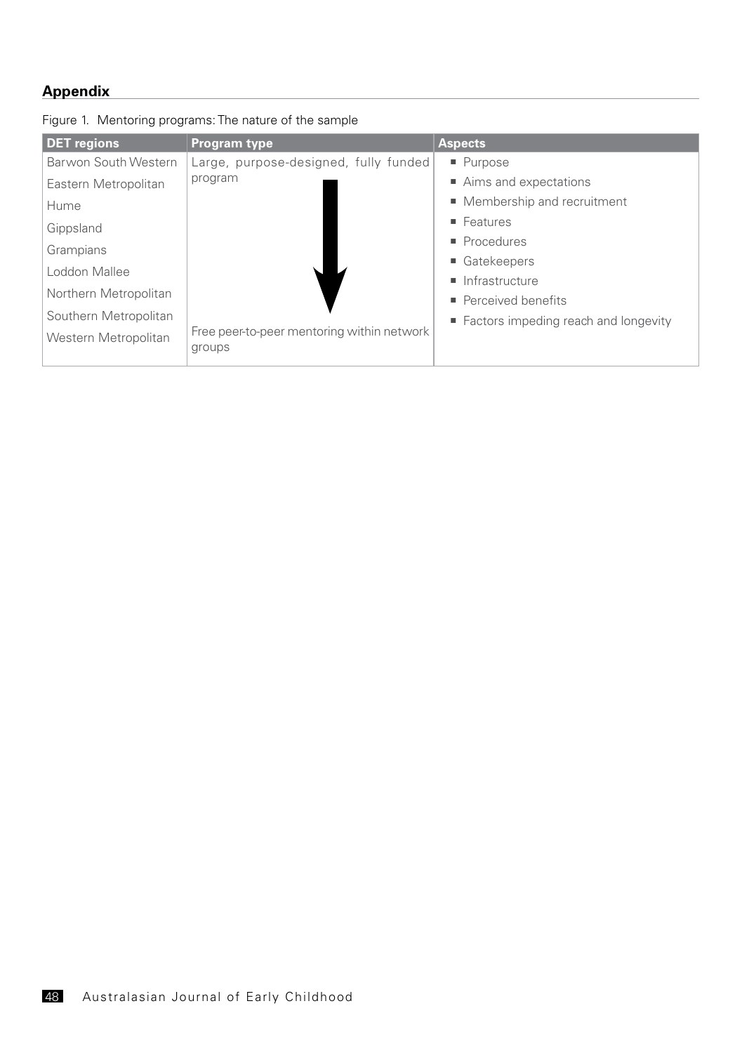## Appendix

Figure 1. Mentoring programs: The nature of the sample

| DET regions | Program type | Aspects |
|---|---|---|
| Barwon South Western<br>Eastern Metropolitan<br>Hume<br>Gippsland<br>Grampians<br>Loddon Mallee<br>Northern Metropolitan<br>Southern Metropolitan<br>Western Metropolitan | Large, purpose-designed, fully funded program<br>↓<br>Free peer-to-peer mentoring within network groups | ■ Purpose<br>■ Aims and expectations<br>■ Membership and recruitment<br>■ Features<br>■ Procedures<br>■ Gatekeepers<br>■ Infrastructure<br>■ Perceived benefits<br>■ Factors impeding reach and longevity |